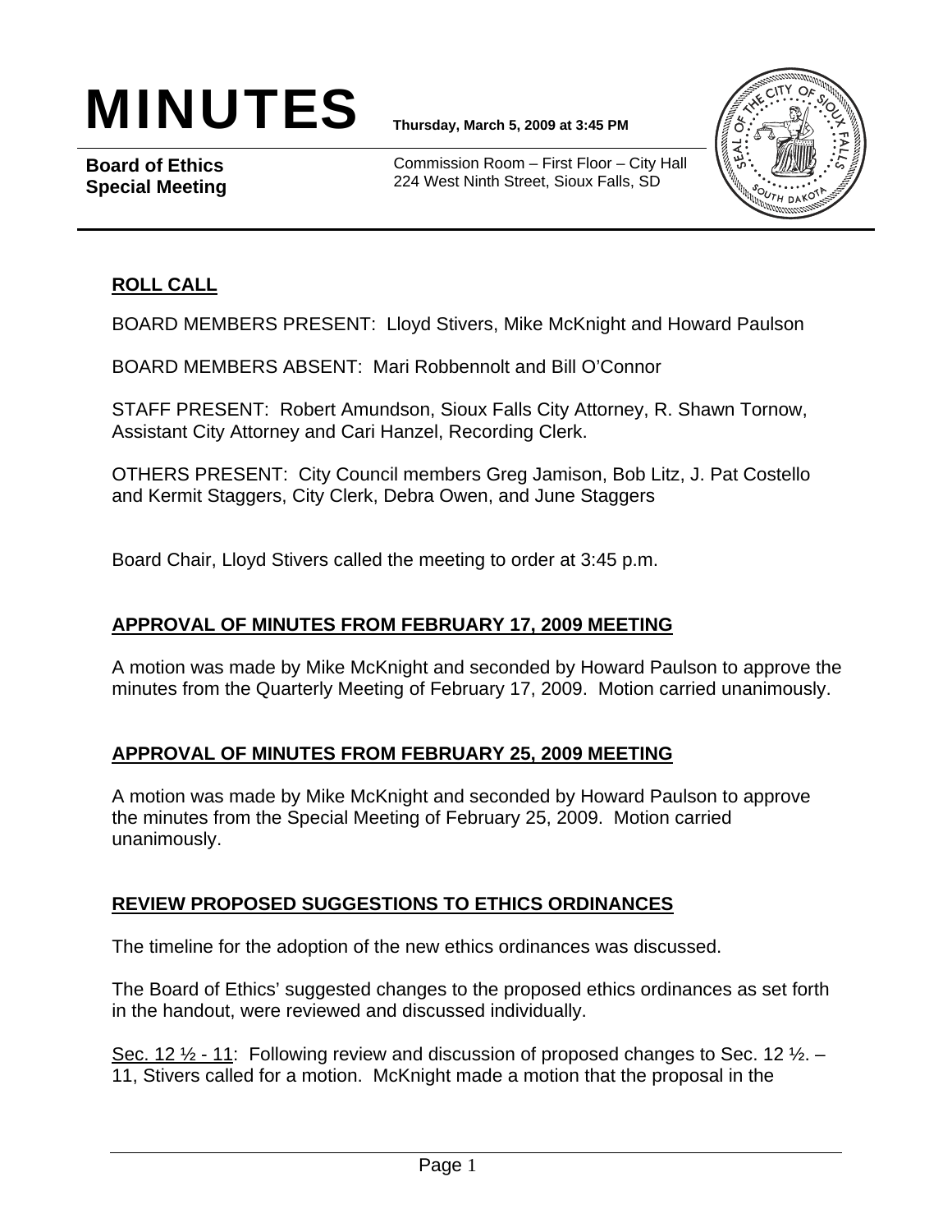# MINUTES

**Thursday, March 5, 2009 at 3:45 PM**

**Board of Ethics Special Meeting**

Commission Room – First Floor – City Hall
224 West Ninth Street, Sioux Falls, SD

## ROLL CALL

BOARD MEMBERS PRESENT: Lloyd Stivers, Mike McKnight and Howard Paulson

BOARD MEMBERS ABSENT: Mari Robbennolt and Bill O'Connor

STAFF PRESENT: Robert Amundson, Sioux Falls City Attorney, R. Shawn Tornow, Assistant City Attorney and Cari Hanzel, Recording Clerk.

OTHERS PRESENT: City Council members Greg Jamison, Bob Litz, J. Pat Costello and Kermit Staggers, City Clerk, Debra Owen, and June Staggers

Board Chair, Lloyd Stivers called the meeting to order at 3:45 p.m.

## APPROVAL OF MINUTES FROM FEBRUARY 17, 2009 MEETING

A motion was made by Mike McKnight and seconded by Howard Paulson to approve the minutes from the Quarterly Meeting of February 17, 2009. Motion carried unanimously.

## APPROVAL OF MINUTES FROM FEBRUARY 25, 2009 MEETING

A motion was made by Mike McKnight and seconded by Howard Paulson to approve the minutes from the Special Meeting of February 25, 2009. Motion carried unanimously.

## REVIEW PROPOSED SUGGESTIONS TO ETHICS ORDINANCES

The timeline for the adoption of the new ethics ordinances was discussed.

The Board of Ethics' suggested changes to the proposed ethics ordinances as set forth in the handout, were reviewed and discussed individually.

<u>Sec. 12 ½ - 11</u>: Following review and discussion of proposed changes to Sec. 12 ½. – 11, Stivers called for a motion. McKnight made a motion that the proposal in the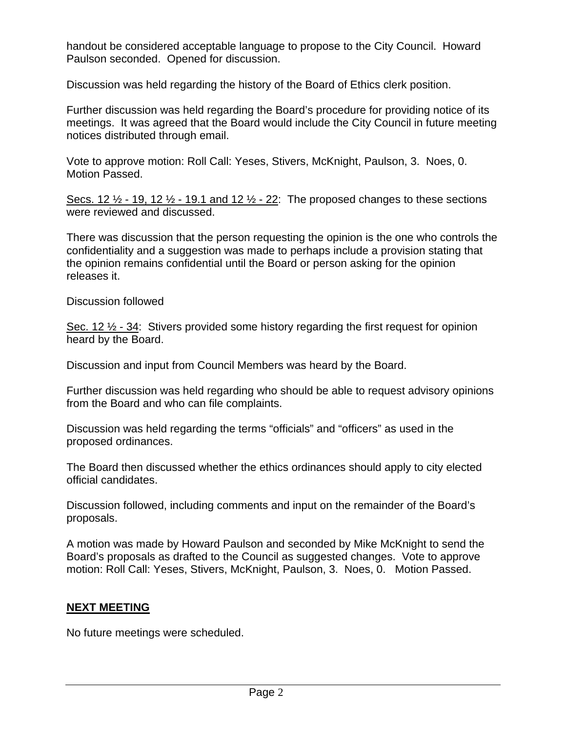handout be considered acceptable language to propose to the City Council. Howard Paulson seconded. Opened for discussion.

Discussion was held regarding the history of the Board of Ethics clerk position.

Further discussion was held regarding the Board's procedure for providing notice of its meetings. It was agreed that the Board would include the City Council in future meeting notices distributed through email.

Vote to approve motion: Roll Call: Yeses, Stivers, McKnight, Paulson, 3. Noes, 0. Motion Passed.

<u>Secs. 12 ½ - 19, 12 ½ - 19.1 and 12 ½ - 22</u>: The proposed changes to these sections were reviewed and discussed.

There was discussion that the person requesting the opinion is the one who controls the confidentiality and a suggestion was made to perhaps include a provision stating that the opinion remains confidential until the Board or person asking for the opinion releases it.

Discussion followed

<u>Sec. 12 ½ - 34</u>: Stivers provided some history regarding the first request for opinion heard by the Board.

Discussion and input from Council Members was heard by the Board.

Further discussion was held regarding who should be able to request advisory opinions from the Board and who can file complaints.

Discussion was held regarding the terms "officials" and "officers" as used in the proposed ordinances.

The Board then discussed whether the ethics ordinances should apply to city elected official candidates.

Discussion followed, including comments and input on the remainder of the Board's proposals.

A motion was made by Howard Paulson and seconded by Mike McKnight to send the Board's proposals as drafted to the Council as suggested changes. Vote to approve motion: Roll Call: Yeses, Stivers, McKnight, Paulson, 3. Noes, 0. Motion Passed.

## NEXT MEETING

No future meetings were scheduled.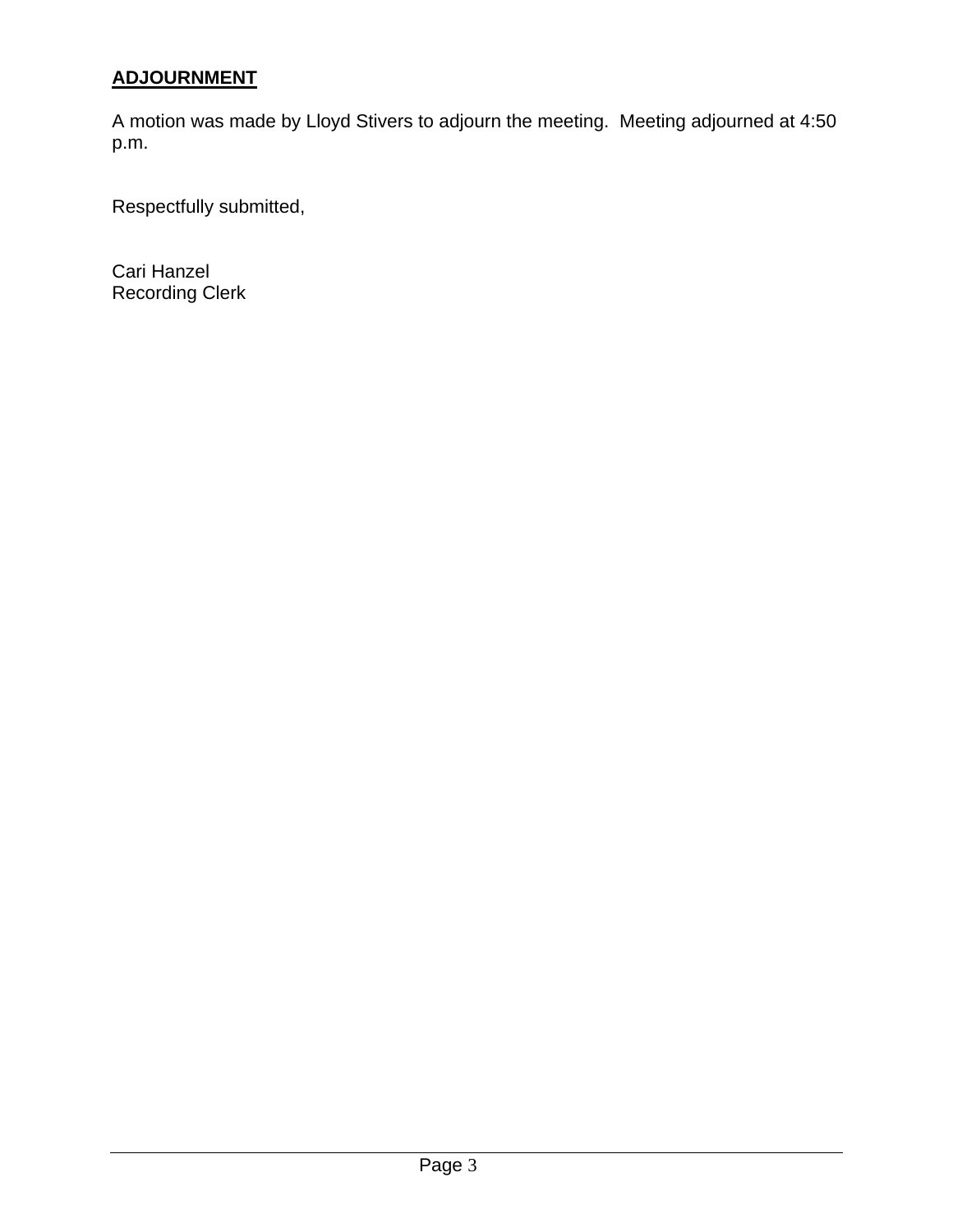**ADJOURNMENT**

A motion was made by Lloyd Stivers to adjourn the meeting. Meeting adjourned at 4:50 p.m.

Respectfully submitted,

Cari Hanzel
Recording Clerk